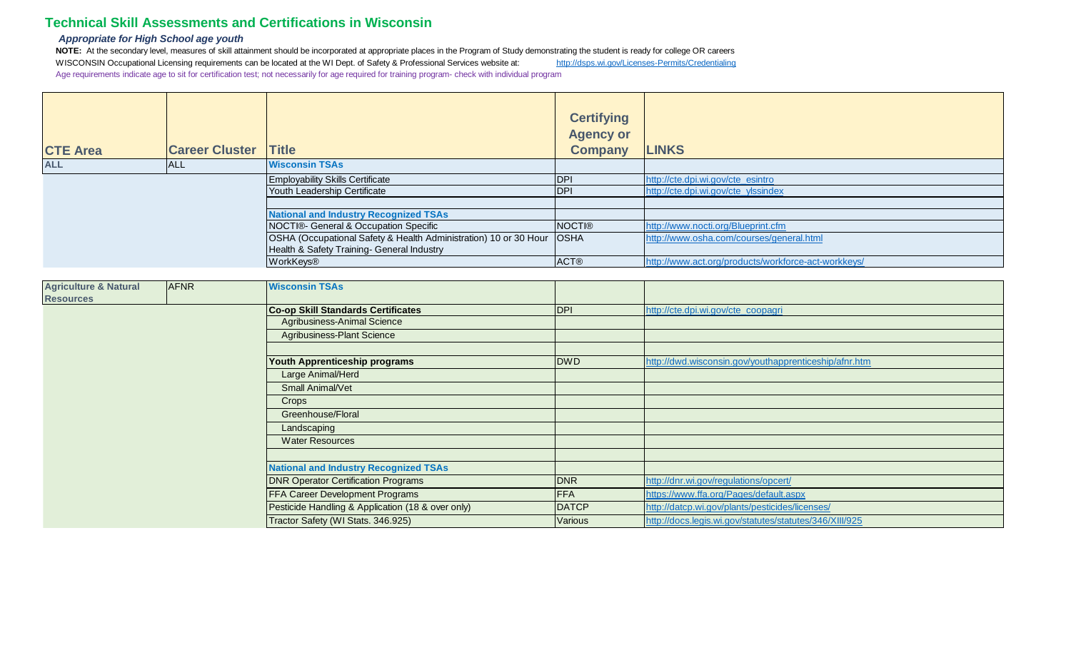# Technical Skill Assessments and Certifications in Wisconsin

*Appropriate for High School age youth*

**NOTE:** At the secondary level, measures of skill attainment should be incorporated at appropriate places in the Program of Study demonstrating the student is ready for college OR careers

WISCONSIN Occupational Licensing requirements can be located at the WI Dept. of Safety & Professional Services website at: http://dsps.wi.gov/Licenses-Permits/Credentialing

Age requirements indicate age to sit for certification test; not necessarily for age required for training program- check with individual program

| CTE Area | Career Cluster | Title | Certifying Agency or Company | LINKS |
|---|---|---|---|---|
| ALL | ALL | **Wisconsin TSAs** | | |
| | | Employability Skills Certificate | DPI | http://cte.dpi.wi.gov/cte_esintro |
| | | Youth Leadership Certificate | DPI | http://cte.dpi.wi.gov/cte_ylssindex |
| | | | | |
| | | **National and Industry Recognized TSAs** | | |
| | | NOCTI®- General & Occupation Specific | NOCTI® | http://www.nocti.org/Blueprint.cfm |
| | | OSHA (Occupational Safety & Health Administration) 10 or 30 Hour Health & Safety Training- General Industry | OSHA | http://www.osha.com/courses/general.html |
| | | WorkKeys® | ACT® | http://www.act.org/products/workforce-act-workkeys/ |
| | | | | |
| Agriculture & Natural Resources | AFNR | **Wisconsin TSAs** | | |
| | | **Co-op Skill Standards Certificates** | DPI | http://cte.dpi.wi.gov/cte_coopagri |
| | | Agribusiness-Animal Science | | |
| | | Agribusiness-Plant Science | | |
| | | | | |
| | | **Youth Apprenticeship programs** | DWD | http://dwd.wisconsin.gov/youthapprenticeship/afnr.htm |
| | | Large Animal/Herd | | |
| | | Small Animal/Vet | | |
| | | Crops | | |
| | | Greenhouse/Floral | | |
| | | Landscaping | | |
| | | Water Resources | | |
| | | | | |
| | | **National and Industry Recognized TSAs** | | |
| | | DNR Operator Certification Programs | DNR | http://dnr.wi.gov/regulations/opcert/ |
| | | FFA Career Development Programs | FFA | https://www.ffa.org/Pages/default.aspx |
| | | Pesticide Handling & Application (18 & over only) | DATCP | http://datcp.wi.gov/plants/pesticides/licenses/ |
| | | Tractor Safety (WI Stats. 346.925) | Various | http://docs.legis.wi.gov/statutes/statutes/346/XIII/925 |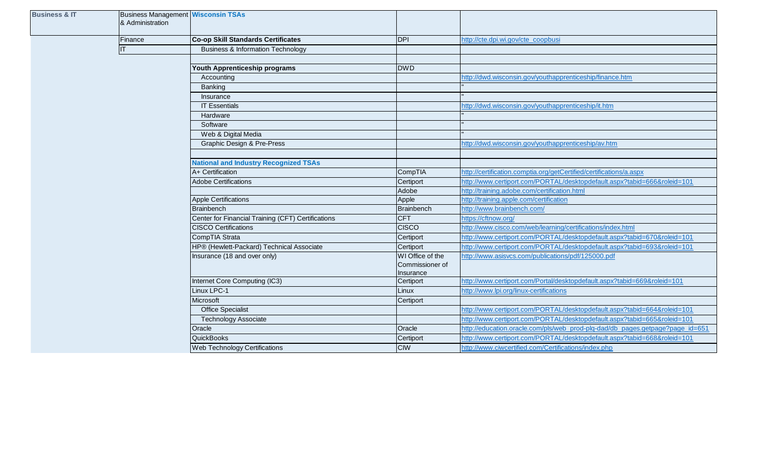| Business & IT | Business Management & Administration | **Wisconsin TSAs** | | |
|---|---|---|---|---|
| | Finance | **Co-op Skill Standards Certificates** | DPI | http://cte.dpi.wi.gov/cte_coopbusi |
| | IT | Business & Information Technology | | |
| | | | | |
| | | **Youth Apprenticeship programs** | DWD | |
| | | Accounting | | http://dwd.wisconsin.gov/youthapprenticeship/finance.htm |
| | | Banking | | " |
| | | Insurance | | " |
| | | IT Essentials | | http://dwd.wisconsin.gov/youthapprenticeship/it.htm |
| | | Hardware | | " |
| | | Software | | " |
| | | Web & Digital Media | | " |
| | | Graphic Design & Pre-Press | | http://dwd.wisconsin.gov/youthapprenticeship/av.htm |
| | | | | |
| | | **National and Industry Recognized TSAs** | | |
| | | A+ Certification | CompTIA | http://certification.comptia.org/getCertified/certifications/a.aspx |
| | | Adobe Certifications | Certiport | http://www.certiport.com/PORTAL/desktopdefault.aspx?tabid=666&roleid=101 |
| | | | Adobe | http://training.adobe.com/certification.html |
| | | Apple Certifications | Apple | http://training.apple.com/certification |
| | | Brainbench | Brainbench | http://www.brainbench.com/ |
| | | Center for Financial Training (CFT) Certifications | CFT | https://cftnow.org/ |
| | | CISCO Certifications | CISCO | http://www.cisco.com/web/learning/certifications/index.html |
| | | CompTIA Strata | Certiport | http://www.certiport.com/PORTAL/desktopdefault.aspx?tabid=670&roleid=101 |
| | | HP® (Hewlett-Packard) Technical Associate | Certiport | http://www.certiport.com/PORTAL/desktopdefault.aspx?tabid=693&roleid=101 |
| | | Insurance (18 and over only) | WI Office of the Commissioner of Insurance | http://www.asisvcs.com/publications/pdf/125000.pdf |
| | | Internet Core Computing (IC3) | Certiport | http://www.certiport.com/Portal/desktopdefault.aspx?tabid=669&roleid=101 |
| | | Linux LPC-1 | Linux | http://www.lpi.org/linux-certifications |
| | | Microsoft | Certiport | |
| | | Office Specialist | | http://www.certiport.com/PORTAL/desktopdefault.aspx?tabid=664&roleid=101 |
| | | Technology Associate | | http://www.certiport.com/PORTAL/desktopdefault.aspx?tabid=665&roleid=101 |
| | | Oracle | Oracle | http://education.oracle.com/pls/web_prod-plq-dad/db_pages.getpage?page_id=651 |
| | | QuickBooks | Certiport | http://www.certiport.com/PORTAL/desktopdefault.aspx?tabid=668&roleid=101 |
| | | Web Technology Certifications | CIW | http://www.ciwcertified.com/Certifications/index.php |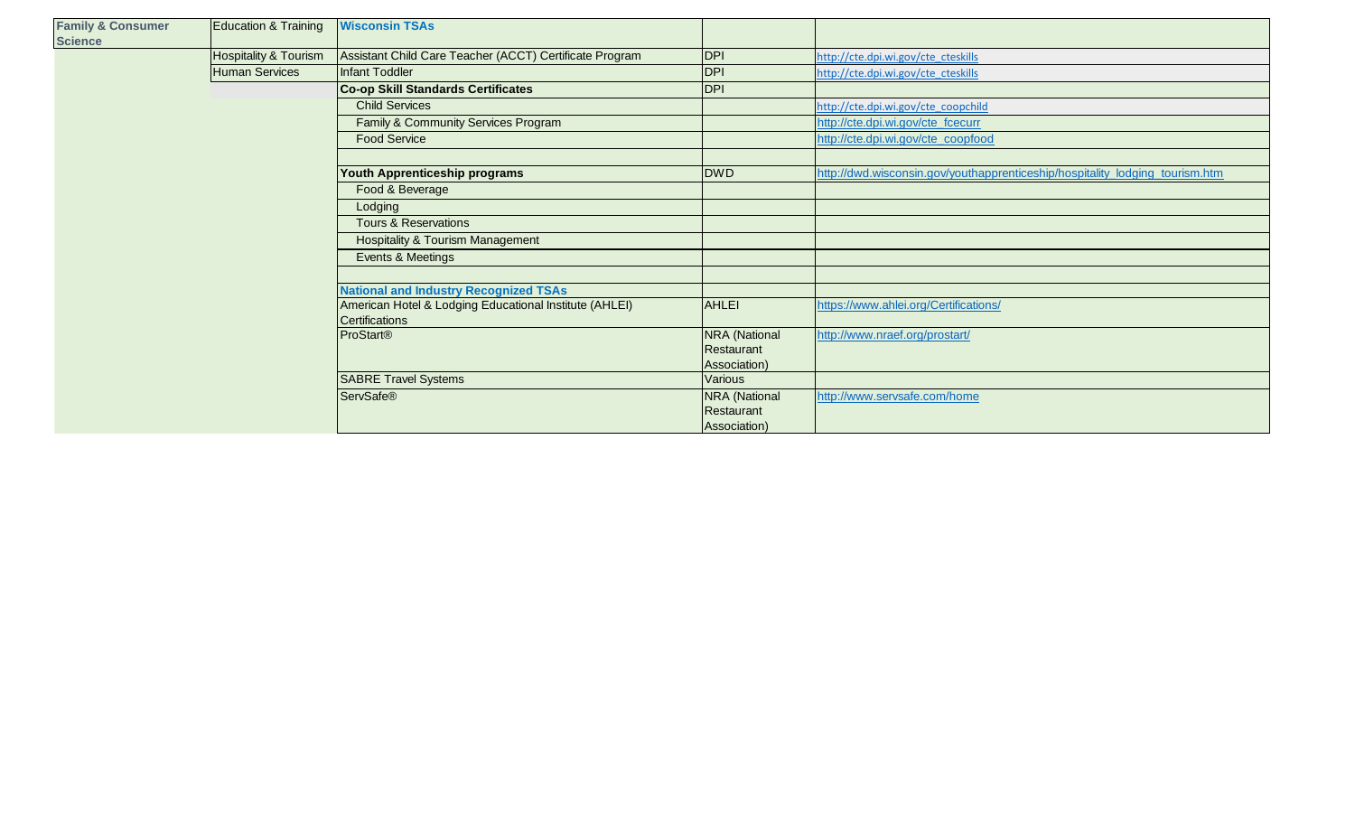| | | | | |
|---|---|---|---|---|
| **Family & Consumer Science** | Education & Training | **Wisconsin TSAs** | | |
| | Hospitality & Tourism | Assistant Child Care Teacher (ACCT) Certificate Program | DPI | http://cte.dpi.wi.gov/cte_cteskills |
| | Human Services | Infant Toddler | DPI | http://cte.dpi.wi.gov/cte_cteskills |
| | | **Co-op Skill Standards Certificates** | DPI | |
| | | Child Services | | http://cte.dpi.wi.gov/cte_coopchild |
| | | Family & Community Services Program | | http://cte.dpi.wi.gov/cte_fcecurr |
| | | Food Service | | http://cte.dpi.wi.gov/cte_coopfood |
| | | | | |
| | | **Youth Apprenticeship programs** | DWD | http://dwd.wisconsin.gov/youthapprenticeship/hospitality_lodging_tourism.htm |
| | | Food & Beverage | | |
| | | Lodging | | |
| | | Tours & Reservations | | |
| | | Hospitality & Tourism Management | | |
| | | Events & Meetings | | |
| | | | | |
| | | **National and Industry Recognized TSAs** | | |
| | | American Hotel & Lodging Educational Institute (AHLEI) Certifications | AHLEI | https://www.ahlei.org/Certifications/ |
| | | ProStart® | NRA (National Restaurant Association) | http://www.nraef.org/prostart/ |
| | | SABRE Travel Systems | Various | |
| | | ServSafe® | NRA (National Restaurant Association) | http://www.servsafe.com/home |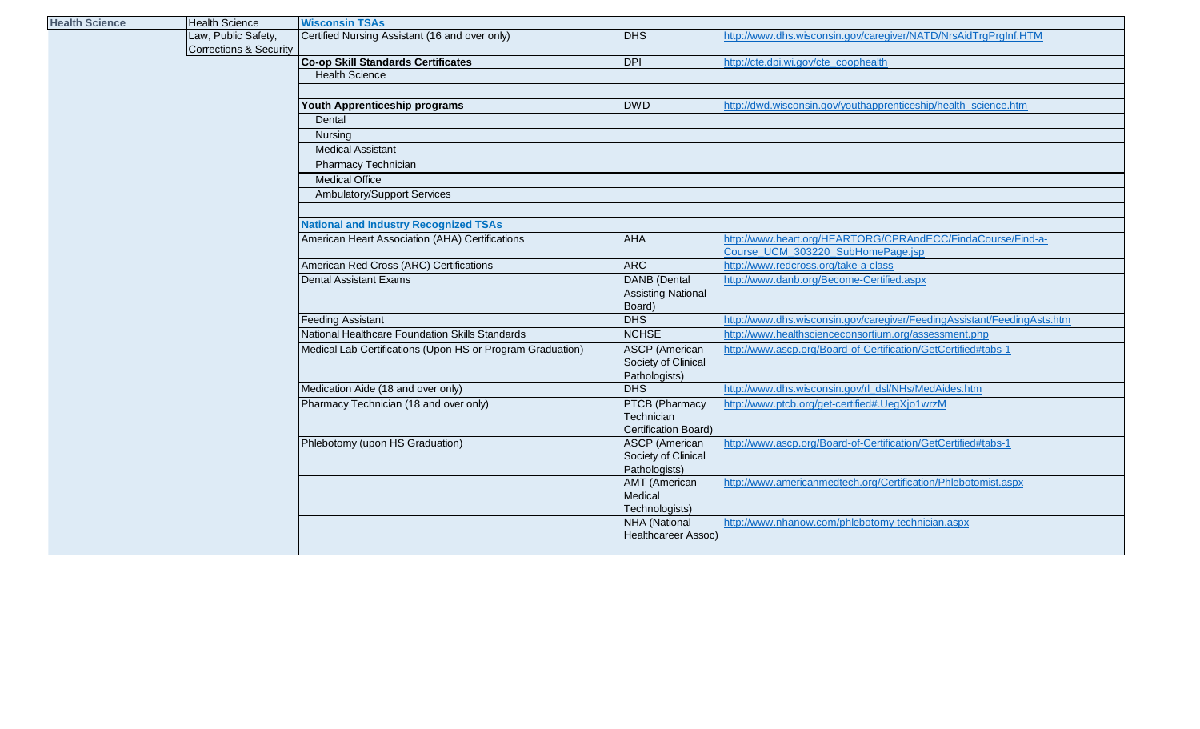| | | | | |
|---|---|---|---|---|
| **Health Science** | Health Science | **Wisconsin TSAs** | | |
| | Law, Public Safety, Corrections & Security | Certified Nursing Assistant (16 and over only) | DHS | http://www.dhs.wisconsin.gov/caregiver/NATD/NrsAidTrgPrgInf.HTM |
| | | **Co-op Skill Standards Certificates** | DPI | http://cte.dpi.wi.gov/cte_coophealth |
| | | Health Science | | |
| | | | | |
| | | **Youth Apprenticeship programs** | DWD | http://dwd.wisconsin.gov/youthapprenticeship/health_science.htm |
| | | Dental | | |
| | | Nursing | | |
| | | Medical Assistant | | |
| | | Pharmacy Technician | | |
| | | Medical Office | | |
| | | Ambulatory/Support Services | | |
| | | | | |
| | | **National and Industry Recognized TSAs** | | |
| | | American Heart Association (AHA) Certifications | AHA | http://www.heart.org/HEARTORG/CPRAndECC/FindaCourse/Find-a-Course_UCM_303220_SubHomePage.jsp |
| | | American Red Cross (ARC) Certifications | ARC | http://www.redcross.org/take-a-class |
| | | Dental Assistant Exams | DANB (Dental Assisting National Board) | http://www.danb.org/Become-Certified.aspx |
| | | Feeding Assistant | DHS | http://www.dhs.wisconsin.gov/caregiver/FeedingAssistant/FeedingAsts.htm |
| | | National Healthcare Foundation Skills Standards | NCHSE | http://www.healthscienceconsortium.org/assessment.php |
| | | Medical Lab Certifications (Upon HS or Program Graduation) | ASCP (American Society of Clinical Pathologists) | http://www.ascp.org/Board-of-Certification/GetCertified#tabs-1 |
| | | Medication Aide (18 and over only) | DHS | http://www.dhs.wisconsin.gov/rl_dsl/NHs/MedAides.htm |
| | | Pharmacy Technician (18 and over only) | PTCB (Pharmacy Technician Certification Board) | http://www.ptcb.org/get-certified#.UegXjo1wrzM |
| | | Phlebotomy (upon HS Graduation) | ASCP (American Society of Clinical Pathologists) | http://www.ascp.org/Board-of-Certification/GetCertified#tabs-1 |
| | | | AMT (American Medical Technologists) | http://www.americanmedtech.org/Certification/Phlebotomist.aspx |
| | | | NHA (National Healthcareer Assoc) | http://www.nhanow.com/phlebotomy-technician.aspx |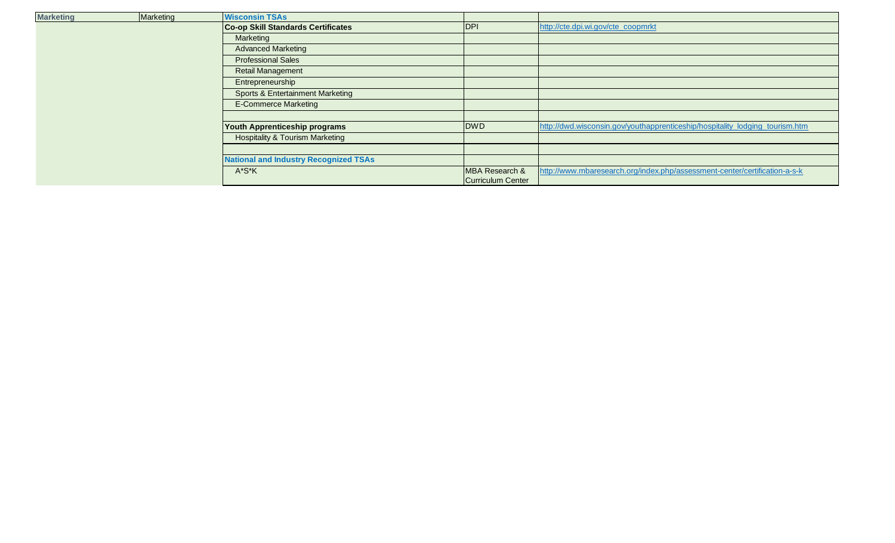| Marketing | Marketing | Wisconsin TSAs | | |
|---|---|---|---|---|
| | | **Co-op Skill Standards Certificates** | DPI | http://cte.dpi.wi.gov/cte_coopmrkt |
| | | Marketing | | |
| | | Advanced Marketing | | |
| | | Professional Sales | | |
| | | Retail Management | | |
| | | Entrepreneurship | | |
| | | Sports & Entertainment Marketing | | |
| | | E-Commerce Marketing | | |
| | | | | |
| | | **Youth Apprenticeship programs** | DWD | http://dwd.wisconsin.gov/youthapprenticeship/hospitality_lodging_tourism.htm |
| | | Hospitality & Tourism Marketing | | |
| | | | | |
| | | **National and Industry Recognized TSAs** | | |
| | | A*S*K | MBA Research & Curriculum Center | http://www.mbaresearch.org/index.php/assessment-center/certification-a-s-k |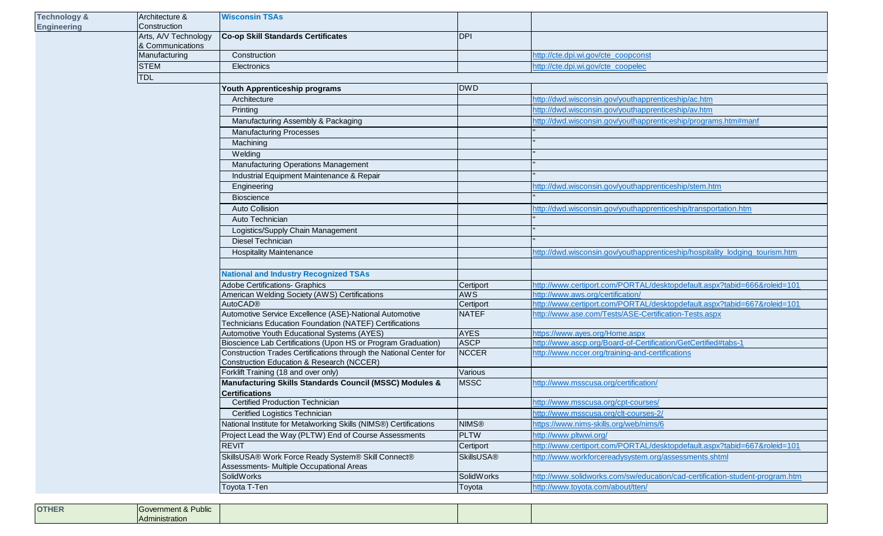| | | | | |
|---|---|---|---|---|
| **Technology & Engineering** | Architecture & Construction | **Wisconsin TSAs** | | |
| | Arts, A/V Technology & Communications | **Co-op Skill Standards Certificates** | DPI | |
| | Manufacturing | Construction | | http://cte.dpi.wi.gov/cte_coopconst |
| | STEM | Electronics | | http://cte.dpi.wi.gov/cte_coopelec |
| | TDL | | | |
| | | **Youth Apprenticeship programs** | DWD | |
| | | Architecture | | http://dwd.wisconsin.gov/youthapprenticeship/ac.htm |
| | | Printing | | http://dwd.wisconsin.gov/youthapprenticeship/av.htm |
| | | Manufacturing Assembly & Packaging | | http://dwd.wisconsin.gov/youthapprenticeship/programs.htm#manf |
| | | Manufacturing Processes | | " |
| | | Machining | | " |
| | | Welding | | " |
| | | Manufacturing Operations Management | | " |
| | | Industrial Equipment Maintenance & Repair | | " |
| | | Engineering | | http://dwd.wisconsin.gov/youthapprenticeship/stem.htm |
| | | Bioscience | | " |
| | | Auto Collision | | http://dwd.wisconsin.gov/youthapprenticeship/transportation.htm |
| | | Auto Technician | | " |
| | | Logistics/Supply Chain Management | | " |
| | | Diesel Technician | | " |
| | | Hospitality Maintenance | | http://dwd.wisconsin.gov/youthapprenticeship/hospitality_lodging_tourism.htm |
| | | | | |
| | | **National and Industry Recognized TSAs** | | |
| | | Adobe Certifications- Graphics | Certiport | http://www.certiport.com/PORTAL/desktopdefault.aspx?tabid=666&roleid=101 |
| | | American Welding Society (AWS) Certifications | AWS | http://www.aws.org/certification/ |
| | | AutoCAD® | Certiport | http://www.certiport.com/PORTAL/desktopdefault.aspx?tabid=667&roleid=101 |
| | | Automotive Service Excellence (ASE)-National Automotive Technicians Education Foundation (NATEF) Certifications | NATEF | http://www.ase.com/Tests/ASE-Certification-Tests.aspx |
| | | Automotive Youth Educational Systems (AYES) | AYES | https://www.ayes.org/Home.aspx |
| | | Bioscience Lab Certifications (Upon HS or Program Graduation) | ASCP | http://www.ascp.org/Board-of-Certification/GetCertified#tabs-1 |
| | | Construction Trades Certifications through the National Center for Construction Education & Research (NCCER) | NCCER | http://www.nccer.org/training-and-certifications |
| | | Forklift Training (18 and over only) | Various | |
| | | **Manufacturing Skills Standards Council (MSSC) Modules & Certifications** | MSSC | http://www.msscusa.org/certification/ |
| | | Certified Production Technician | | http://www.msscusa.org/cpt-courses/ |
| | | Ceritfied Logistics Technician | | http://www.msscusa.org/clt-courses-2/ |
| | | National Institute for Metalworking Skills (NIMS®) Certifications | NIMS® | https://www.nims-skills.org/web/nims/6 |
| | | Project Lead the Way (PLTW) End of Course Assessments | PLTW | http://www.pltwwi.org/ |
| | | REVIT | Certiport | http://www.certiport.com/PORTAL/desktopdefault.aspx?tabid=667&roleid=101 |
| | | SkillsUSA® Work Force Ready System® Skill Connect® Assessments- Multiple Occupational Areas | SkillsUSA® | http://www.workforcereadysystem.org/assessments.shtml |
| | | SolidWorks | SolidWorks | http://www.solidworks.com/sw/education/cad-certification-student-program.htm |
| | | Toyota T-Ten | Toyota | http://www.toyota.com/about/tten/ |

| | | | | |
|---|---|---|---|---|
| **OTHER** | Government & Public Administration | | | |